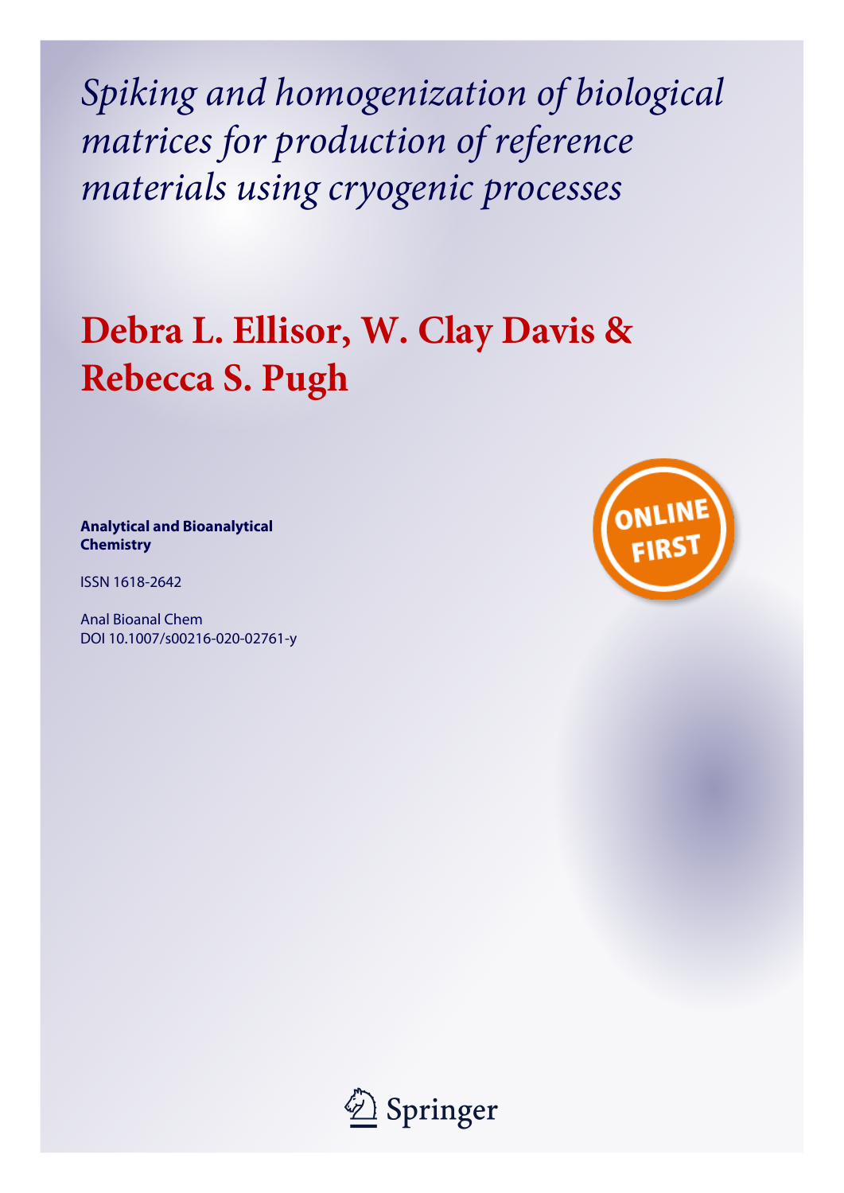# *Spiking and homogenization of biological matrices for production of reference materials using cryogenic processes*

## Debra L. Ellisor, W. Clay Davis & Rebecca S. Pugh

**Analytical and Bioanalytical Chemistry**

ISSN 1618-2642

Anal Bioanal Chem
DOI 10.1007/s00216-020-02761-y

ONLINE FIRST

Springer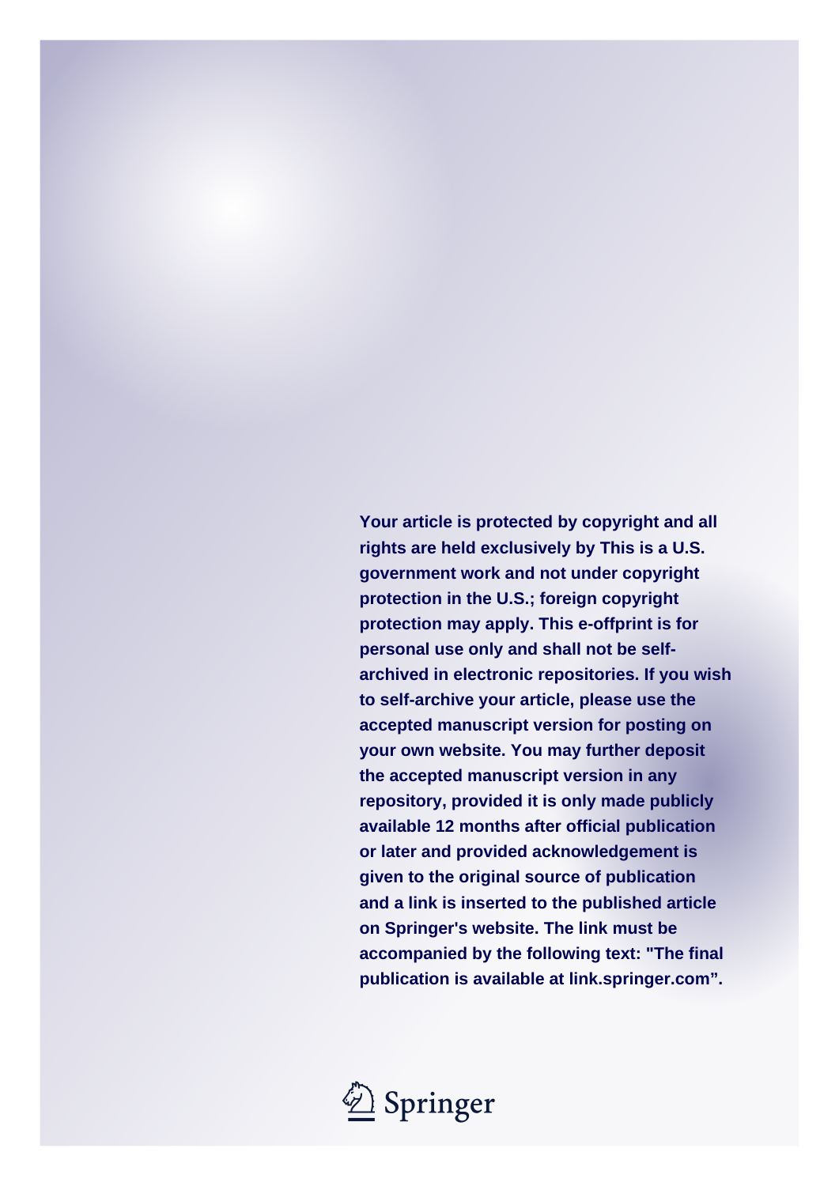Your article is protected by copyright and all rights are held exclusively by This is a U.S. government work and not under copyright protection in the U.S.; foreign copyright protection may apply. This e-offprint is for personal use only and shall not be self-archived in electronic repositories. If you wish to self-archive your article, please use the accepted manuscript version for posting on your own website. You may further deposit the accepted manuscript version in any repository, provided it is only made publicly available 12 months after official publication or later and provided acknowledgement is given to the original source of publication and a link is inserted to the published article on Springer's website. The link must be accompanied by the following text: "The final publication is available at link.springer.com".

Springer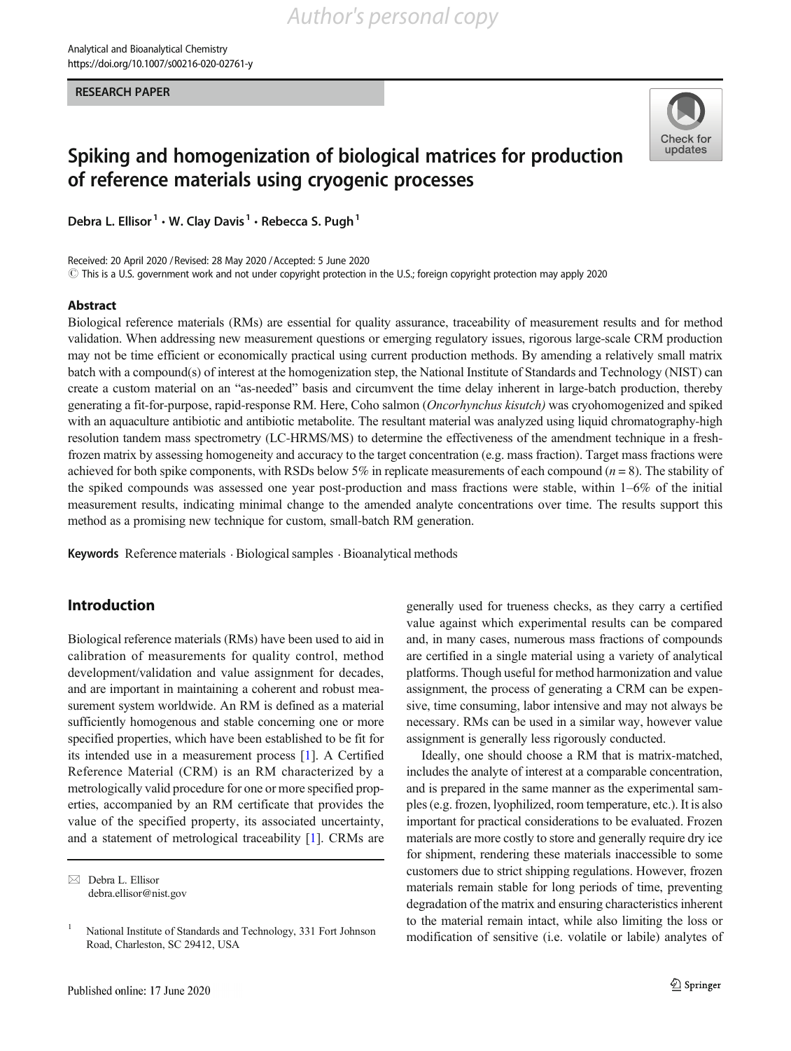RESEARCH PAPER

# Spiking and homogenization of biological matrices for production of reference materials using cryogenic processes

Debra L. Ellisor[1] · W. Clay Davis[1] · Rebecca S. Pugh[1]

Received: 20 April 2020 / Revised: 28 May 2020 / Accepted: 5 June 2020
© This is a U.S. government work and not under copyright protection in the U.S.; foreign copyright protection may apply 2020

## Abstract

Biological reference materials (RMs) are essential for quality assurance, traceability of measurement results and for method validation. When addressing new measurement questions or emerging regulatory issues, rigorous large-scale CRM production may not be time efficient or economically practical using current production methods. By amending a relatively small matrix batch with a compound(s) of interest at the homogenization step, the National Institute of Standards and Technology (NIST) can create a custom material on an "as-needed" basis and circumvent the time delay inherent in large-batch production, thereby generating a fit-for-purpose, rapid-response RM. Here, Coho salmon (*Oncorhynchus kisutch)* was cryohomogenized and spiked with an aquaculture antibiotic and antibiotic metabolite. The resultant material was analyzed using liquid chromatography-high resolution tandem mass spectrometry (LC-HRMS/MS) to determine the effectiveness of the amendment technique in a fresh-frozen matrix by assessing homogeneity and accuracy to the target concentration (e.g. mass fraction). Target mass fractions were achieved for both spike components, with RSDs below 5% in replicate measurements of each compound ($n = 8$). The stability of the spiked compounds was assessed one year post-production and mass fractions were stable, within 1–6% of the initial measurement results, indicating minimal change to the amended analyte concentrations over time. The results support this method as a promising new technique for custom, small-batch RM generation.

**Keywords** Reference materials · Biological samples · Bioanalytical methods

## Introduction

Biological reference materials (RMs) have been used to aid in calibration of measurements for quality control, method development/validation and value assignment for decades, and are important in maintaining a coherent and robust measurement system worldwide. An RM is defined as a material sufficiently homogenous and stable concerning one or more specified properties, which have been established to be fit for its intended use in a measurement process [1]. A Certified Reference Material (CRM) is an RM characterized by a metrologically valid procedure for one or more specified properties, accompanied by an RM certificate that provides the value of the specified property, its associated uncertainty, and a statement of metrological traceability [1]. CRMs are generally used for trueness checks, as they carry a certified value against which experimental results can be compared and, in many cases, numerous mass fractions of compounds are certified in a single material using a variety of analytical platforms. Though useful for method harmonization and value assignment, the process of generating a CRM can be expensive, time consuming, labor intensive and may not always be necessary. RMs can be used in a similar way, however value assignment is generally less rigorously conducted.

Ideally, one should choose a RM that is matrix-matched, includes the analyte of interest at a comparable concentration, and is prepared in the same manner as the experimental samples (e.g. frozen, lyophilized, room temperature, etc.). It is also important for practical considerations to be evaluated. Frozen materials are more costly to store and generally require dry ice for shipment, rendering these materials inaccessible to some customers due to strict shipping regulations. However, frozen materials remain stable for long periods of time, preventing degradation of the matrix and ensuring characteristics inherent to the material remain intact, while also limiting the loss or modification of sensitive (i.e. volatile or labile) analytes of

✉ Debra L. Ellisor
debra.ellisor@nist.gov

[1] National Institute of Standards and Technology, 331 Fort Johnson Road, Charleston, SC 29412, USA

Published online: 17 June 2020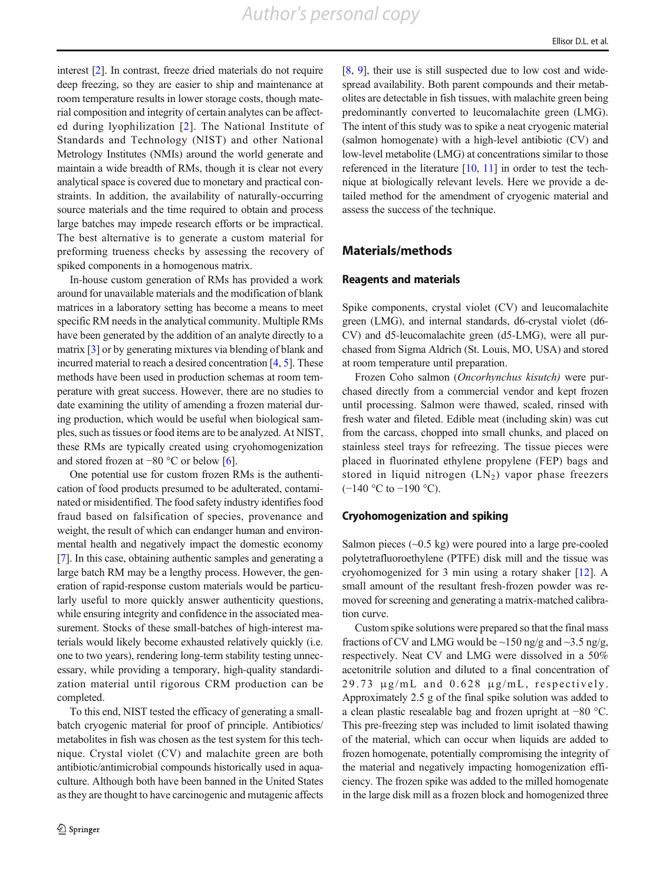interest [2]. In contrast, freeze dried materials do not require deep freezing, so they are easier to ship and maintenance at room temperature results in lower storage costs, though material composition and integrity of certain analytes can be affected during lyophilization [2]. The National Institute of Standards and Technology (NIST) and other National Metrology Institutes (NMIs) around the world generate and maintain a wide breadth of RMs, though it is clear not every analytical space is covered due to monetary and practical constraints. In addition, the availability of naturally-occurring source materials and the time required to obtain and process large batches may impede research efforts or be impractical. The best alternative is to generate a custom material for preforming trueness checks by assessing the recovery of spiked components in a homogenous matrix.

In-house custom generation of RMs has provided a work around for unavailable materials and the modification of blank matrices in a laboratory setting has become a means to meet specific RM needs in the analytical community. Multiple RMs have been generated by the addition of an analyte directly to a matrix [3] or by generating mixtures via blending of blank and incurred material to reach a desired concentration [4, 5]. These methods have been used in production schemas at room temperature with great success. However, there are no studies to date examining the utility of amending a frozen material during production, which would be useful when biological samples, such as tissues or food items are to be analyzed. At NIST, these RMs are typically created using cryohomogenization and stored frozen at −80 °C or below [6].

One potential use for custom frozen RMs is the authentication of food products presumed to be adulterated, contaminated or misidentified. The food safety industry identifies food fraud based on falsification of species, provenance and weight, the result of which can endanger human and environmental health and negatively impact the domestic economy [7]. In this case, obtaining authentic samples and generating a large batch RM may be a lengthy process. However, the generation of rapid-response custom materials would be particularly useful to more quickly answer authenticity questions, while ensuring integrity and confidence in the associated measurement. Stocks of these small-batches of high-interest materials would likely become exhausted relatively quickly (i.e. one to two years), rendering long-term stability testing unnecessary, while providing a temporary, high-quality standardization material until rigorous CRM production can be completed.

To this end, NIST tested the efficacy of generating a small-batch cryogenic material for proof of principle. Antibiotics/metabolites in fish was chosen as the test system for this technique. Crystal violet (CV) and malachite green are both antibiotic/antimicrobial compounds historically used in aquaculture. Although both have been banned in the United States as they are thought to have carcinogenic and mutagenic affects [8, 9], their use is still suspected due to low cost and widespread availability. Both parent compounds and their metabolites are detectable in fish tissues, with malachite green being predominantly converted to leucomalachite green (LMG). The intent of this study was to spike a neat cryogenic material (salmon homogenate) with a high-level antibiotic (CV) and low-level metabolite (LMG) at concentrations similar to those referenced in the literature [10, 11] in order to test the technique at biologically relevant levels. Here we provide a detailed method for the amendment of cryogenic material and assess the success of the technique.

## Materials/methods

### Reagents and materials

Spike components, crystal violet (CV) and leucomalachite green (LMG), and internal standards, d6-crystal violet (d6-CV) and d5-leucomalachite green (d5-LMG), were all purchased from Sigma Aldrich (St. Louis, MO, USA) and stored at room temperature until preparation.

Frozen Coho salmon (*Oncorhynchus kisutch)* were purchased directly from a commercial vendor and kept frozen until processing. Salmon were thawed, scaled, rinsed with fresh water and fileted. Edible meat (including skin) was cut from the carcass, chopped into small chunks, and placed on stainless steel trays for refreezing. The tissue pieces were placed in fluorinated ethylene propylene (FEP) bags and stored in liquid nitrogen ($LN_2$) vapor phase freezers (−140 °C to −190 °C).

### Cryohomogenization and spiking

Salmon pieces (~0.5 kg) were poured into a large pre-cooled polytetrafluoroethylene (PTFE) disk mill and the tissue was cryohomogenized for 3 min using a rotary shaker [12]. A small amount of the resultant fresh-frozen powder was removed for screening and generating a matrix-matched calibration curve.

Custom spike solutions were prepared so that the final mass fractions of CV and LMG would be ~150 ng/g and ~3.5 ng/g, respectively. Neat CV and LMG were dissolved in a 50% acetonitrile solution and diluted to a final concentration of 29.73 μg/mL and 0.628 μg/mL, respectively. Approximately 2.5 g of the final spike solution was added to a clean plastic resealable bag and frozen upright at −80 °C. This pre-freezing step was included to limit isolated thawing of the material, which can occur when liquids are added to frozen homogenate, potentially compromising the integrity of the material and negatively impacting homogenization efficiency. The frozen spike was added to the milled homogenate in the large disk mill as a frozen block and homogenized three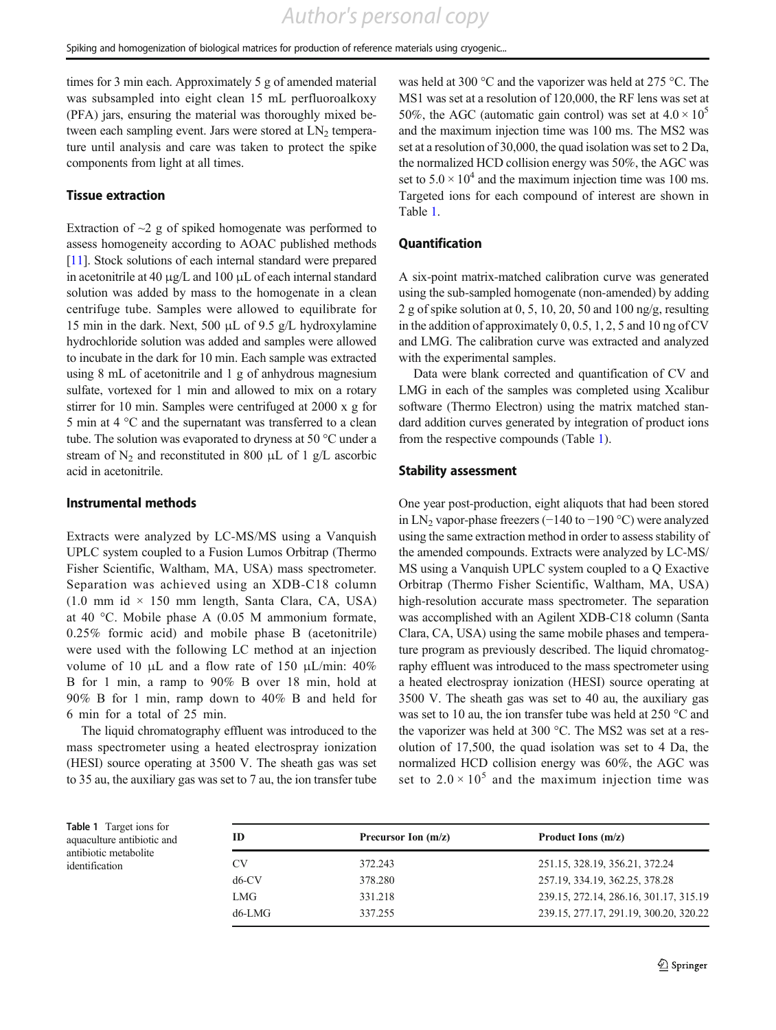times for 3 min each. Approximately 5 g of amended material was subsampled into eight clean 15 mL perfluoroalkoxy (PFA) jars, ensuring the material was thoroughly mixed between each sampling event. Jars were stored at $LN_2$ temperature until analysis and care was taken to protect the spike components from light at all times.

### Tissue extraction

Extraction of ~2 g of spiked homogenate was performed to assess homogeneity according to AOAC published methods [11]. Stock solutions of each internal standard were prepared in acetonitrile at 40 μg/L and 100 μL of each internal standard solution was added by mass to the homogenate in a clean centrifuge tube. Samples were allowed to equilibrate for 15 min in the dark. Next, 500 μL of 9.5 g/L hydroxylamine hydrochloride solution was added and samples were allowed to incubate in the dark for 10 min. Each sample was extracted using 8 mL of acetonitrile and 1 g of anhydrous magnesium sulfate, vortexed for 1 min and allowed to mix on a rotary stirrer for 10 min. Samples were centrifuged at 2000 x g for 5 min at 4 °C and the supernatant was transferred to a clean tube. The solution was evaporated to dryness at 50 °C under a stream of $N_2$ and reconstituted in 800 μL of 1 g/L ascorbic acid in acetonitrile.

### Instrumental methods

Extracts were analyzed by LC-MS/MS using a Vanquish UPLC system coupled to a Fusion Lumos Orbitrap (Thermo Fisher Scientific, Waltham, MA, USA) mass spectrometer. Separation was achieved using an XDB-C18 column (1.0 mm id × 150 mm length, Santa Clara, CA, USA) at 40 °C. Mobile phase A (0.05 M ammonium formate, 0.25% formic acid) and mobile phase B (acetonitrile) were used with the following LC method at an injection volume of 10 μL and a flow rate of 150 μL/min: 40% B for 1 min, a ramp to 90% B over 18 min, hold at 90% B for 1 min, ramp down to 40% B and held for 6 min for a total of 25 min.

The liquid chromatography effluent was introduced to the mass spectrometer using a heated electrospray ionization (HESI) source operating at 3500 V. The sheath gas was set to 35 au, the auxiliary gas was set to 7 au, the ion transfer tube was held at 300 °C and the vaporizer was held at 275 °C. The MS1 was set at a resolution of 120,000, the RF lens was set at 50%, the AGC (automatic gain control) was set at $4.0 \times 10^5$ and the maximum injection time was 100 ms. The MS2 was set at a resolution of 30,000, the quad isolation was set to 2 Da, the normalized HCD collision energy was 50%, the AGC was set to $5.0 \times 10^4$ and the maximum injection time was 100 ms. Targeted ions for each compound of interest are shown in Table 1.

### Quantification

A six-point matrix-matched calibration curve was generated using the sub-sampled homogenate (non-amended) by adding 2 g of spike solution at 0, 5, 10, 20, 50 and 100 ng/g, resulting in the addition of approximately 0, 0.5, 1, 2, 5 and 10 ng of CV and LMG. The calibration curve was extracted and analyzed with the experimental samples.

Data were blank corrected and quantification of CV and LMG in each of the samples was completed using Xcalibur software (Thermo Electron) using the matrix matched standard addition curves generated by integration of product ions from the respective compounds (Table 1).

### Stability assessment

One year post-production, eight aliquots that had been stored in $LN_2$ vapor-phase freezers (−140 to −190 °C) were analyzed using the same extraction method in order to assess stability of the amended compounds. Extracts were analyzed by LC-MS/MS using a Vanquish UPLC system coupled to a Q Exactive Orbitrap (Thermo Fisher Scientific, Waltham, MA, USA) high-resolution accurate mass spectrometer. The separation was accomplished with an Agilent XDB-C18 column (Santa Clara, CA, USA) using the same mobile phases and temperature program as previously described. The liquid chromatography effluent was introduced to the mass spectrometer using a heated electrospray ionization (HESI) source operating at 3500 V. The sheath gas was set to 40 au, the auxiliary gas was set to 10 au, the ion transfer tube was held at 250 °C and the vaporizer was held at 300 °C. The MS2 was set at a resolution of 17,500, the quad isolation was set to 4 Da, the normalized HCD collision energy was 60%, the AGC was set to $2.0 \times 10^5$ and the maximum injection time was

**Table 1** Target ions for aquaculture antibiotic and antibiotic metabolite identification

| ID | Precursor Ion (m/z) | Product Ions (m/z) |
|---|---|---|
| CV | 372.243 | 251.15, 328.19, 356.21, 372.24 |
| d6-CV | 378.280 | 257.19, 334.19, 362.25, 378.28 |
| LMG | 331.218 | 239.15, 272.14, 286.16, 301.17, 315.19 |
| d6-LMG | 337.255 | 239.15, 277.17, 291.19, 300.20, 320.22 |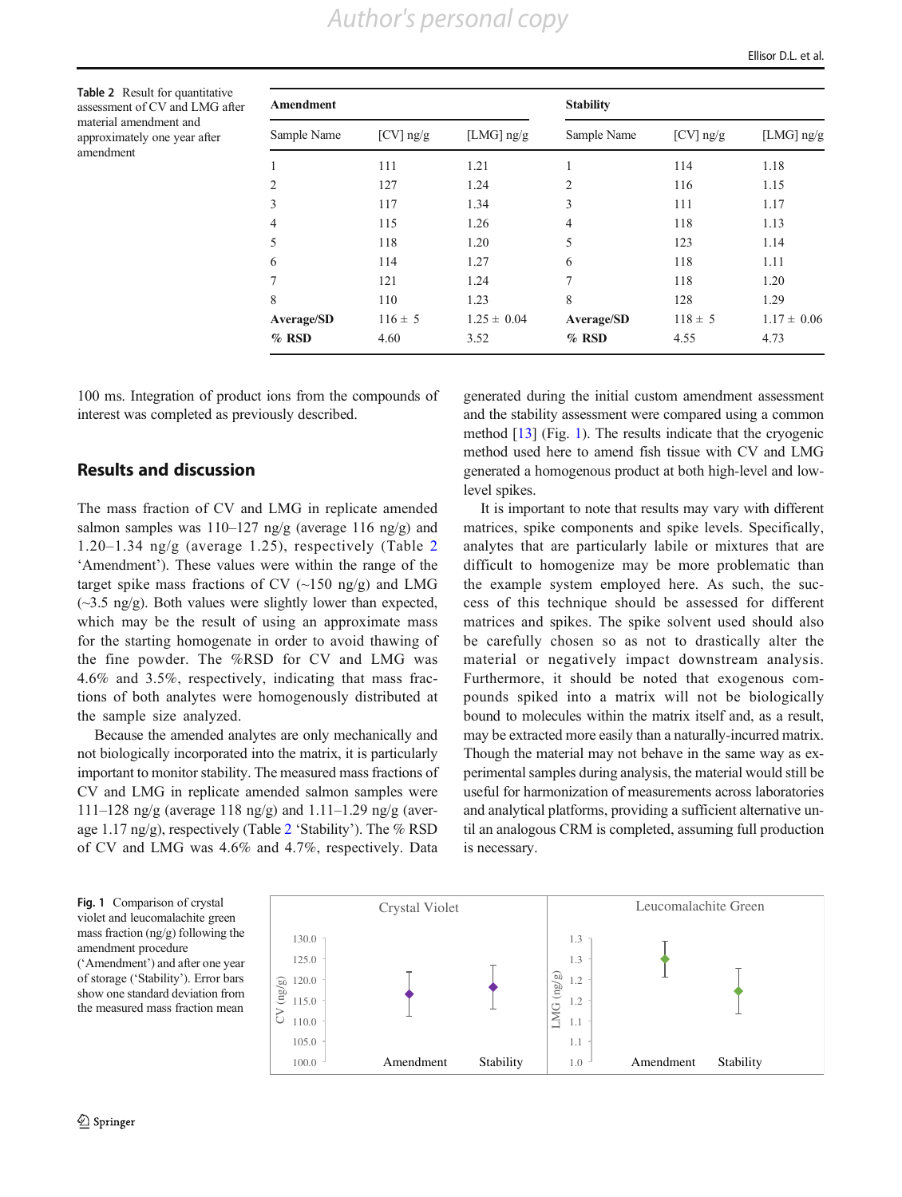**Table 2** Result for quantitative assessment of CV and LMG after material amendment and approximately one year after amendment

| Amendment | | | Stability | | |
|---|---|---|---|---|---|
| Sample Name | [CV] ng/g | [LMG] ng/g | Sample Name | [CV] ng/g | [LMG] ng/g |
| 1 | 111 | 1.21 | 1 | 114 | 1.18 |
| 2 | 127 | 1.24 | 2 | 116 | 1.15 |
| 3 | 117 | 1.34 | 3 | 111 | 1.17 |
| 4 | 115 | 1.26 | 4 | 118 | 1.13 |
| 5 | 118 | 1.20 | 5 | 123 | 1.14 |
| 6 | 114 | 1.27 | 6 | 118 | 1.11 |
| 7 | 121 | 1.24 | 7 | 118 | 1.20 |
| 8 | 110 | 1.23 | 8 | 128 | 1.29 |
| **Average/SD** | 116 ± 5 | 1.25 ± 0.04 | **Average/SD** | 118 ± 5 | 1.17 ± 0.06 |
| **% RSD** | 4.60 | 3.52 | **% RSD** | 4.55 | 4.73 |

100 ms. Integration of product ions from the compounds of interest was completed as previously described.

## Results and discussion

The mass fraction of CV and LMG in replicate amended salmon samples was 110–127 ng/g (average 116 ng/g) and 1.20–1.34 ng/g (average 1.25), respectively (Table 2 'Amendment'). These values were within the range of the target spike mass fractions of CV (~150 ng/g) and LMG (~3.5 ng/g). Both values were slightly lower than expected, which may be the result of using an approximate mass for the starting homogenate in order to avoid thawing of the fine powder. The %RSD for CV and LMG was 4.6% and 3.5%, respectively, indicating that mass fractions of both analytes were homogenously distributed at the sample size analyzed.

Because the amended analytes are only mechanically and not biologically incorporated into the matrix, it is particularly important to monitor stability. The measured mass fractions of CV and LMG in replicate amended salmon samples were 111–128 ng/g (average 118 ng/g) and 1.11–1.29 ng/g (average 1.17 ng/g), respectively (Table 2 'Stability'). The % RSD of CV and LMG was 4.6% and 4.7%, respectively. Data generated during the initial custom amendment assessment and the stability assessment were compared using a common method [13] (Fig. 1). The results indicate that the cryogenic method used here to amend fish tissue with CV and LMG generated a homogenous product at both high-level and low-level spikes.

It is important to note that results may vary with different matrices, spike components and spike levels. Specifically, analytes that are particularly labile or mixtures that are difficult to homogenize may be more problematic than the example system employed here. As such, the success of this technique should be assessed for different matrices and spikes. The spike solvent used should also be carefully chosen so as not to drastically alter the material or negatively impact downstream analysis. Furthermore, it should be noted that exogenous compounds spiked into a matrix will not be biologically bound to molecules within the matrix itself and, as a result, may be extracted more easily than a naturally-incurred matrix. Though the material may not behave in the same way as experimental samples during analysis, the material would still be useful for harmonization of measurements across laboratories and analytical platforms, providing a sufficient alternative until an analogous CRM is completed, assuming full production is necessary.

**Fig. 1** Comparison of crystal violet and leucomalachite green mass fraction (ng/g) following the amendment procedure ('Amendment') and after one year of storage ('Stability'). Error bars show one standard deviation from the measured mass fraction mean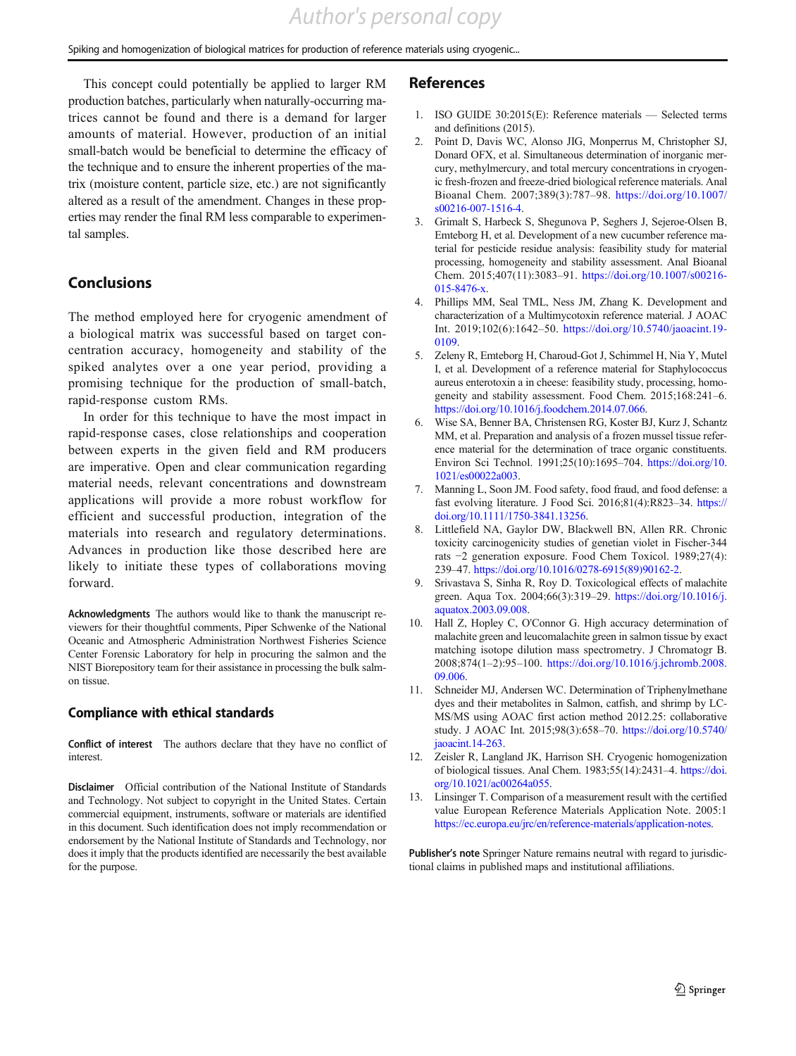This concept could potentially be applied to larger RM production batches, particularly when naturally-occurring matrices cannot be found and there is a demand for larger amounts of material. However, production of an initial small-batch would be beneficial to determine the efficacy of the technique and to ensure the inherent properties of the matrix (moisture content, particle size, etc.) are not significantly altered as a result of the amendment. Changes in these properties may render the final RM less comparable to experimental samples.

## Conclusions

The method employed here for cryogenic amendment of a biological matrix was successful based on target concentration accuracy, homogeneity and stability of the spiked analytes over a one year period, providing a promising technique for the production of small-batch, rapid-response custom RMs.

In order for this technique to have the most impact in rapid-response cases, close relationships and cooperation between experts in the given field and RM producers are imperative. Open and clear communication regarding material needs, relevant concentrations and downstream applications will provide a more robust workflow for efficient and successful production, integration of the materials into research and regulatory determinations. Advances in production like those described here are likely to initiate these types of collaborations moving forward.

**Acknowledgments** The authors would like to thank the manuscript reviewers for their thoughtful comments, Piper Schwenke of the National Oceanic and Atmospheric Administration Northwest Fisheries Science Center Forensic Laboratory for help in procuring the salmon and the NIST Biorepository team for their assistance in processing the bulk salmon tissue.

### Compliance with ethical standards

**Conflict of interest** The authors declare that they have no conflict of interest.

**Disclaimer** Official contribution of the National Institute of Standards and Technology. Not subject to copyright in the United States. Certain commercial equipment, instruments, software or materials are identified in this document. Such identification does not imply recommendation or endorsement by the National Institute of Standards and Technology, nor does it imply that the products identified are necessarily the best available for the purpose.

## References

1. ISO GUIDE 30:2015(E): Reference materials — Selected terms and definitions (2015).
2. Point D, Davis WC, Alonso JIG, Monperrus M, Christopher SJ, Donard OFX, et al. Simultaneous determination of inorganic mercury, methylmercury, and total mercury concentrations in cryogenic fresh-frozen and freeze-dried biological reference materials. Anal Bioanal Chem. 2007;389(3):787–98. https://doi.org/10.1007/s00216-007-1516-4.
3. Grimalt S, Harbeck S, Shegunova P, Seghers J, Sejeroe-Olsen B, Emteborg H, et al. Development of a new cucumber reference material for pesticide residue analysis: feasibility study for material processing, homogeneity and stability assessment. Anal Bioanal Chem. 2015;407(11):3083–91. https://doi.org/10.1007/s00216-015-8476-x.
4. Phillips MM, Seal TML, Ness JM, Zhang K. Development and characterization of a Multimycotoxin reference material. J AOAC Int. 2019;102(6):1642–50. https://doi.org/10.5740/jaoacint.19-0109.
5. Zeleny R, Emteborg H, Charoud-Got J, Schimmel H, Nia Y, Mutel I, et al. Development of a reference material for Staphylococcus aureus enterotoxin a in cheese: feasibility study, processing, homogeneity and stability assessment. Food Chem. 2015;168:241–6. https://doi.org/10.1016/j.foodchem.2014.07.066.
6. Wise SA, Benner BA, Christensen RG, Koster BJ, Kurz J, Schantz MM, et al. Preparation and analysis of a frozen mussel tissue reference material for the determination of trace organic constituents. Environ Sci Technol. 1991;25(10):1695–704. https://doi.org/10.1021/es00022a003.
7. Manning L, Soon JM. Food safety, food fraud, and food defense: a fast evolving literature. J Food Sci. 2016;81(4):R823–34. https://doi.org/10.1111/1750-3841.13256.
8. Littlefield NA, Gaylor DW, Blackwell BN, Allen RR. Chronic toxicity carcinogenicity studies of genetian violet in Fischer-344 rats −2 generation exposure. Food Chem Toxicol. 1989;27(4):239–47. https://doi.org/10.1016/0278-6915(89)90162-2.
9. Srivastava S, Sinha R, Roy D. Toxicological effects of malachite green. Aqua Tox. 2004;66(3):319–29. https://doi.org/10.1016/j.aquatox.2003.09.008.
10. Hall Z, Hopley C, O'Connor G. High accuracy determination of malachite green and leucomalachite green in salmon tissue by exact matching isotope dilution mass spectrometry. J Chromatogr B. 2008;874(1–2):95–100. https://doi.org/10.1016/j.jchromb.2008.09.006.
11. Schneider MJ, Andersen WC. Determination of Triphenylmethane dyes and their metabolites in Salmon, catfish, and shrimp by LC-MS/MS using AOAC first action method 2012.25: collaborative study. J AOAC Int. 2015;98(3):658–70. https://doi.org/10.5740/jaoacint.14-263.
12. Zeisler R, Langland JK, Harrison SH. Cryogenic homogenization of biological tissues. Anal Chem. 1983;55(14):2431–4. https://doi.org/10.1021/ac00264a055.
13. Linsinger T. Comparison of a measurement result with the certified value European Reference Materials Application Note. 2005:1 https://ec.europa.eu/jrc/en/reference-materials/application-notes.

**Publisher's note** Springer Nature remains neutral with regard to jurisdictional claims in published maps and institutional affiliations.